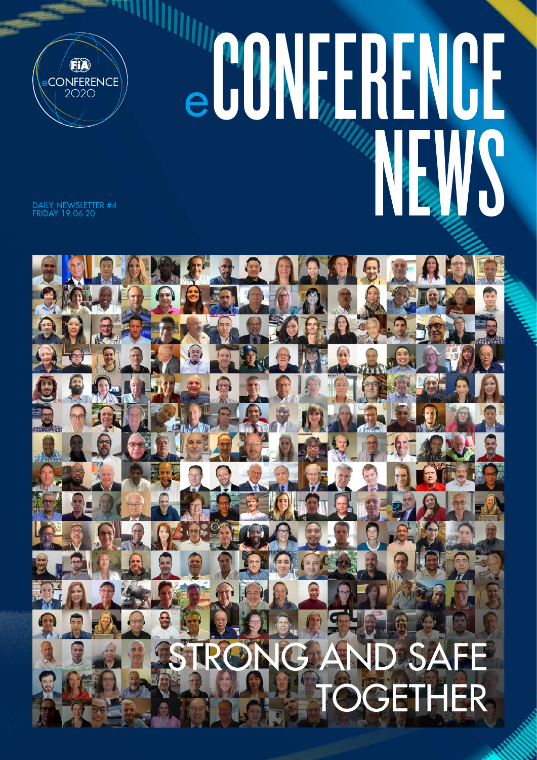FIA eCONFERENCE 2020

# eCONFERENCE NEWS

DAILY NEWSLETTER #4
FRIDAY 19.06.20

## STRONG AND SAFE TOGETHER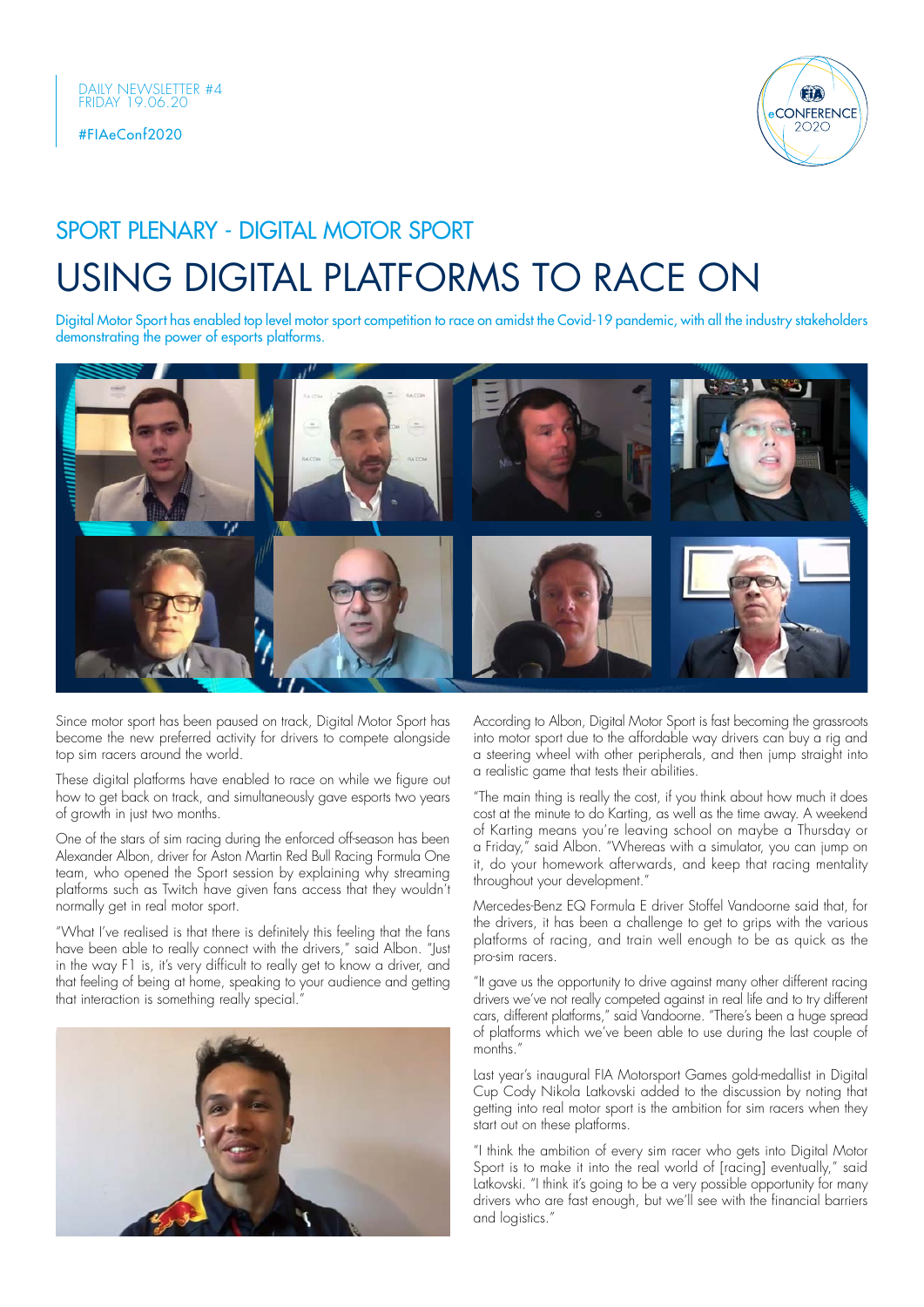DAILY NEWSLETTER #4
FRIDAY 19.06.20

#FIAeConf2020

## SPORT PLENARY - DIGITAL MOTOR SPORT

# USING DIGITAL PLATFORMS TO RACE ON

Digital Motor Sport has enabled top level motor sport competition to race on amidst the Covid-19 pandemic, with all the industry stakeholders demonstrating the power of esports platforms.

Since motor sport has been paused on track, Digital Motor Sport has become the new preferred activity for drivers to compete alongside top sim racers around the world.

These digital platforms have enabled to race on while we figure out how to get back on track, and simultaneously gave esports two years of growth in just two months.

One of the stars of sim racing during the enforced off-season has been Alexander Albon, driver for Aston Martin Red Bull Racing Formula One team, who opened the Sport session by explaining why streaming platforms such as Twitch have given fans access that they wouldn't normally get in real motor sport.

"What I've realised is that there is definitely this feeling that the fans have been able to really connect with the drivers," said Albon. "Just in the way F1 is, it's very difficult to really get to know a driver, and that feeling of being at home, speaking to your audience and getting that interaction is something really special."

According to Albon, Digital Motor Sport is fast becoming the grassroots into motor sport due to the affordable way drivers can buy a rig and a steering wheel with other peripherals, and then jump straight into a realistic game that tests their abilities.

"The main thing is really the cost, if you think about how much it does cost at the minute to do Karting, as well as the time away. A weekend of Karting means you're leaving school on maybe a Thursday or a Friday," said Albon. "Whereas with a simulator, you can jump on it, do your homework afterwards, and keep that racing mentality throughout your development."

Mercedes-Benz EQ Formula E driver Stoffel Vandoorne said that, for the drivers, it has been a challenge to get to grips with the various platforms of racing, and train well enough to be as quick as the pro-sim racers.

"It gave us the opportunity to drive against many other different racing drivers we've not really competed against in real life and to try different cars, different platforms," said Vandoorne. "There's been a huge spread of platforms which we've been able to use during the last couple of months."

Last year's inaugural FIA Motorsport Games gold-medallist in Digital Cup Cody Nikola Latkovski added to the discussion by noting that getting into real motor sport is the ambition for sim racers when they start out on these platforms.

"I think the ambition of every sim racer who gets into Digital Motor Sport is to make it into the real world of [racing] eventually," said Latkovski. "I think it's going to be a very possible opportunity for many drivers who are fast enough, but we'll see with the financial barriers and logistics."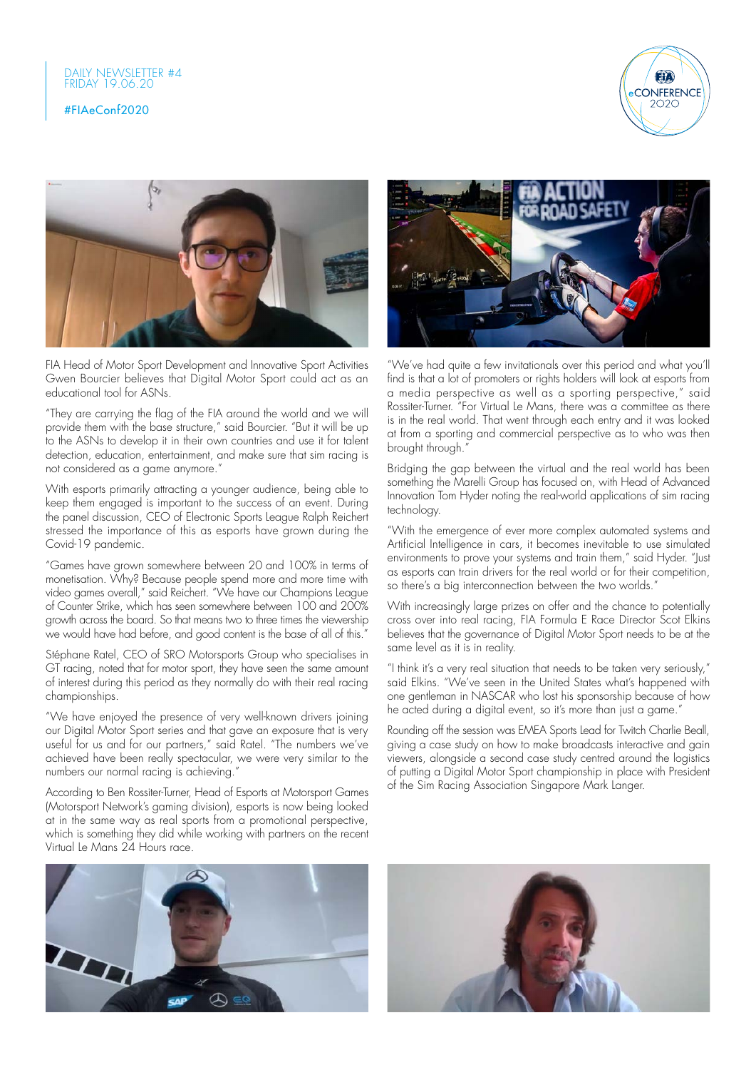FIA Head of Motor Sport Development and Innovative Sport Activities Gwen Bourcier believes that Digital Motor Sport could act as an educational tool for ASNs.

"They are carrying the flag of the FIA around the world and we will provide them with the base structure," said Bourcier. "But it will be up to the ASNs to develop it in their own countries and use it for talent detection, education, entertainment, and make sure that sim racing is not considered as a game anymore."

With esports primarily attracting a younger audience, being able to keep them engaged is important to the success of an event. During the panel discussion, CEO of Electronic Sports League Ralph Reichert stressed the importance of this as esports have grown during the Covid-19 pandemic.

"Games have grown somewhere between 20 and 100% in terms of monetisation. Why? Because people spend more and more time with video games overall," said Reichert. "We have our Champions League of Counter Strike, which has seen somewhere between 100 and 200% growth across the board. So that means two to three times the viewership we would have had before, and good content is the base of all of this."

Stéphane Ratel, CEO of SRO Motorsports Group who specialises in GT racing, noted that for motor sport, they have seen the same amount of interest during this period as they normally do with their real racing championships.

"We have enjoyed the presence of very well-known drivers joining our Digital Motor Sport series and that gave an exposure that is very useful for us and for our partners," said Ratel. "The numbers we've achieved have been really spectacular, we were very similar to the numbers our normal racing is achieving."

According to Ben Rossiter-Turner, Head of Esports at Motorsport Games (Motorsport Network's gaming division), esports is now being looked at in the same way as real sports from a promotional perspective, which is something they did while working with partners on the recent Virtual Le Mans 24 Hours race.

"We've had quite a few invitationals over this period and what you'll find is that a lot of promoters or rights holders will look at esports from a media perspective as well as a sporting perspective," said Rossiter-Turner. "For Virtual Le Mans, there was a committee as there is in the real world. That went through each entry and it was looked at from a sporting and commercial perspective as to who was then brought through."

Bridging the gap between the virtual and the real world has been something the Marelli Group has focused on, with Head of Advanced Innovation Tom Hyder noting the real-world applications of sim racing technology.

"With the emergence of ever more complex automated systems and Artificial Intelligence in cars, it becomes inevitable to use simulated environments to prove your systems and train them," said Hyder. "Just as esports can train drivers for the real world or for their competition, so there's a big interconnection between the two worlds."

With increasingly large prizes on offer and the chance to potentially cross over into real racing, FIA Formula E Race Director Scot Elkins believes that the governance of Digital Motor Sport needs to be at the same level as it is in reality.

"I think it's a very real situation that needs to be taken very seriously," said Elkins. "We've seen in the United States what's happened with one gentleman in NASCAR who lost his sponsorship because of how he acted during a digital event, so it's more than just a game."

Rounding off the session was EMEA Sports Lead for Twitch Charlie Beall, giving a case study on how to make broadcasts interactive and gain viewers, alongside a second case study centred around the logistics of putting a Digital Motor Sport championship in place with President of the Sim Racing Association Singapore Mark Langer.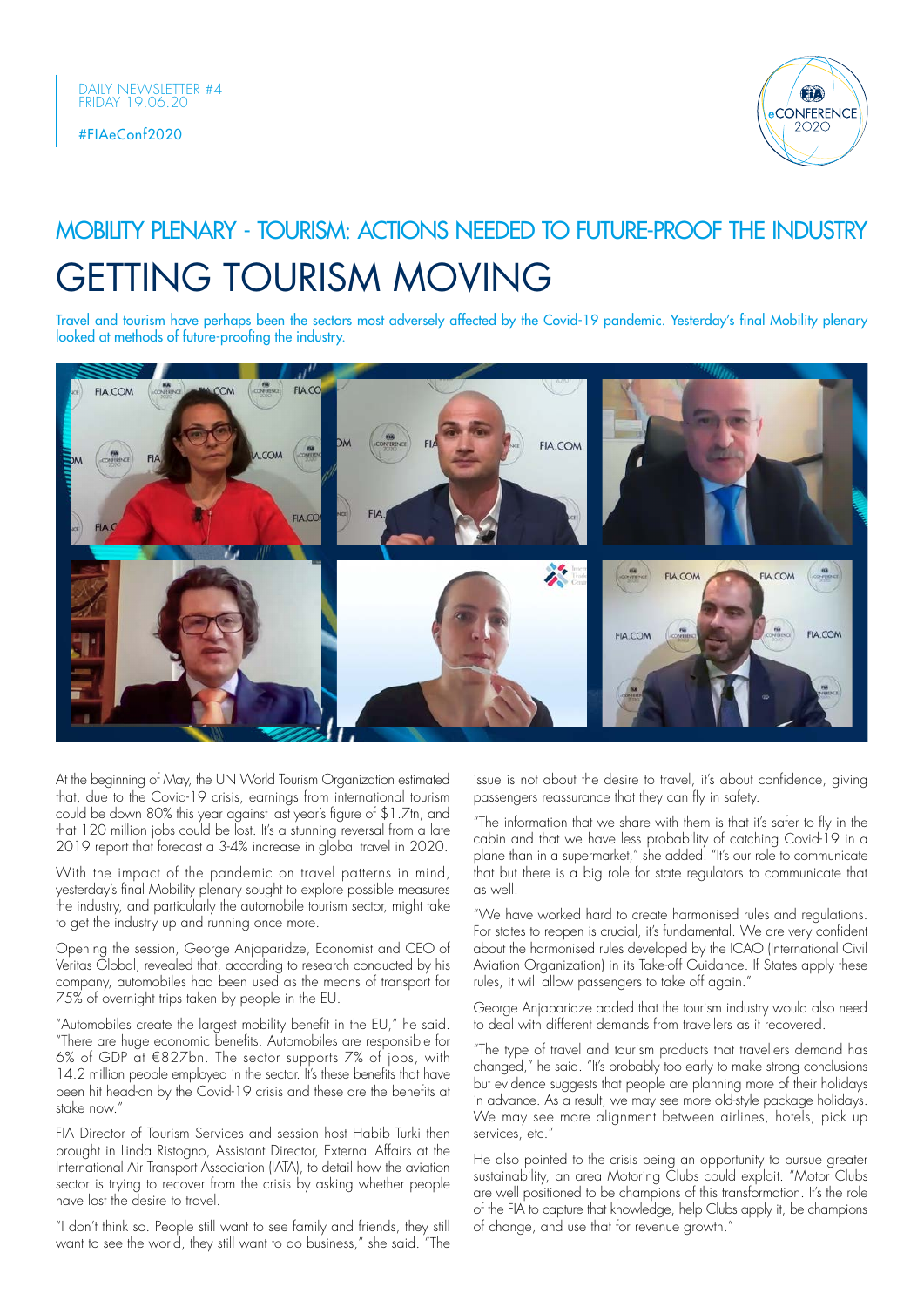DAILY NEWSLETTER #4
FRIDAY 19.06.20

#FIAeConf2020

## MOBILITY PLENARY - TOURISM: ACTIONS NEEDED TO FUTURE-PROOF THE INDUSTRY

# GETTING TOURISM MOVING

Travel and tourism have perhaps been the sectors most adversely affected by the Covid-19 pandemic. Yesterday's final Mobility plenary looked at methods of future-proofing the industry.

At the beginning of May, the UN World Tourism Organization estimated that, due to the Covid-19 crisis, earnings from international tourism could be down 80% this year against last year's figure of $1.7tn, and that 120 million jobs could be lost. It's a stunning reversal from a late 2019 report that forecast a 3-4% increase in global travel in 2020.

With the impact of the pandemic on travel patterns in mind, yesterday's final Mobility plenary sought to explore possible measures the industry, and particularly the automobile tourism sector, might take to get the industry up and running once more.

Opening the session, George Anjaparidze, Economist and CEO of Veritas Global, revealed that, according to research conducted by his company, automobiles had been used as the means of transport for 75% of overnight trips taken by people in the EU.

"Automobiles create the largest mobility benefit in the EU," he said. "There are huge economic benefits. Automobiles are responsible for 6% of GDP at €827bn. The sector supports 7% of jobs, with 14.2 million people employed in the sector. It's these benefits that have been hit head-on by the Covid-19 crisis and these are the benefits at stake now."

FIA Director of Tourism Services and session host Habib Turki then brought in Linda Ristogno, Assistant Director, External Affairs at the International Air Transport Association (IATA), to detail how the aviation sector is trying to recover from the crisis by asking whether people have lost the desire to travel.

"I don't think so. People still want to see family and friends, they still want to see the world, they still want to do business," she said. "The issue is not about the desire to travel, it's about confidence, giving passengers reassurance that they can fly in safety.

"The information that we share with them is that it's safer to fly in the cabin and that we have less probability of catching Covid-19 in a plane than in a supermarket," she added. "It's our role to communicate that but there is a big role for state regulators to communicate that as well.

"We have worked hard to create harmonised rules and regulations. For states to reopen is crucial, it's fundamental. We are very confident about the harmonised rules developed by the ICAO (International Civil Aviation Organization) in its Take-off Guidance. If States apply these rules, it will allow passengers to take off again."

George Anjaparidze added that the tourism industry would also need to deal with different demands from travellers as it recovered.

"The type of travel and tourism products that travellers demand has changed," he said. "It's probably too early to make strong conclusions but evidence suggests that people are planning more of their holidays in advance. As a result, we may see more old-style package holidays. We may see more alignment between airlines, hotels, pick up services, etc."

He also pointed to the crisis being an opportunity to pursue greater sustainability, an area Motoring Clubs could exploit. "Motor Clubs are well positioned to be champions of this transformation. It's the role of the FIA to capture that knowledge, help Clubs apply it, be champions of change, and use that for revenue growth."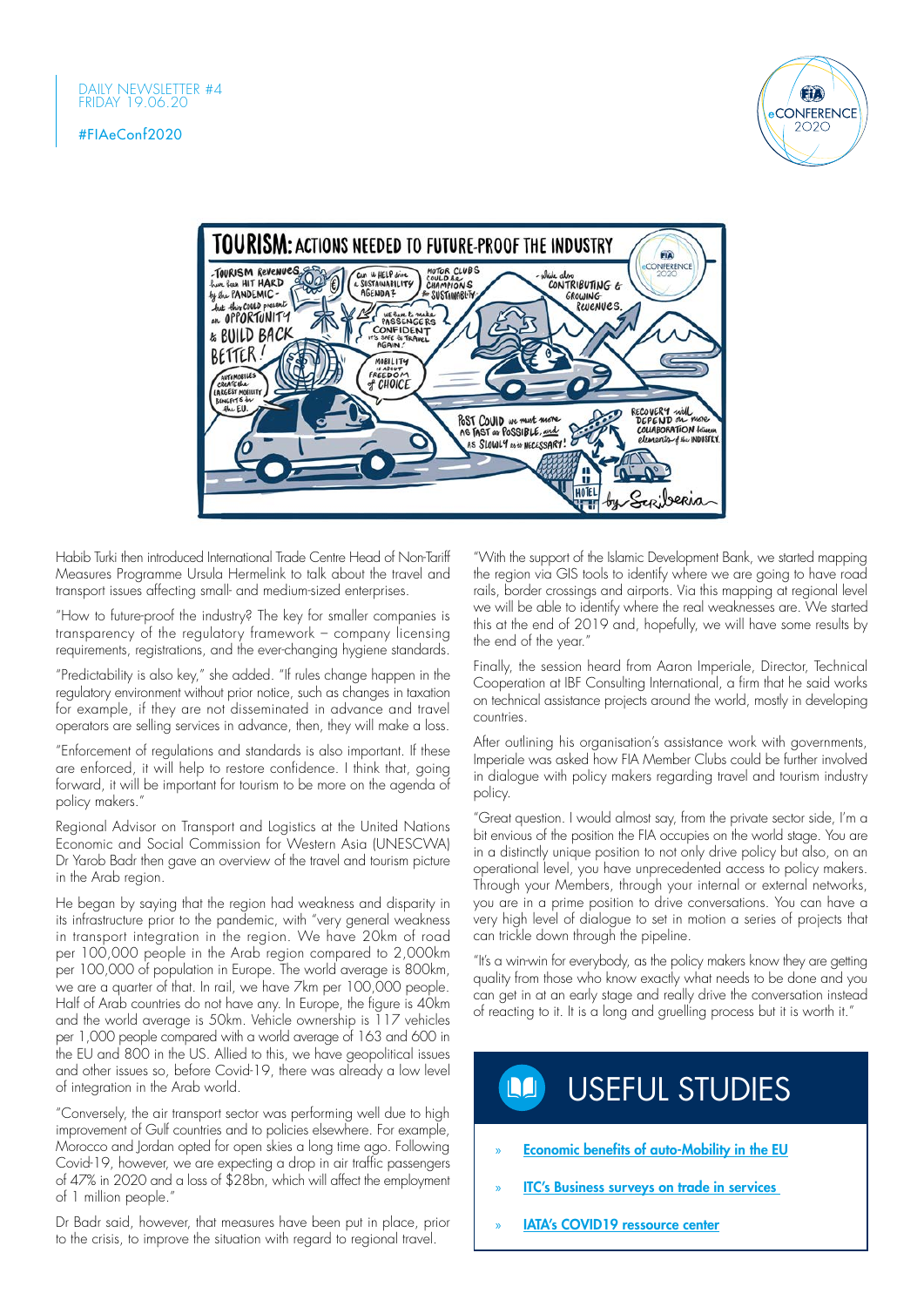Habib Turki then introduced International Trade Centre Head of Non-Tariff Measures Programme Ursula Hermelink to talk about the travel and transport issues affecting small- and medium-sized enterprises.

"How to future-proof the industry? The key for smaller companies is transparency of the regulatory framework – company licensing requirements, registrations, and the ever-changing hygiene standards.

"Predictability is also key," she added. "If rules change happen in the regulatory environment without prior notice, such as changes in taxation for example, if they are not disseminated in advance and travel operators are selling services in advance, then, they will make a loss.

"Enforcement of regulations and standards is also important. If these are enforced, it will help to restore confidence. I think that, going forward, it will be important for tourism to be more on the agenda of policy makers."

Regional Advisor on Transport and Logistics at the United Nations Economic and Social Commission for Western Asia (UNESCWA) Dr Yarob Badr then gave an overview of the travel and tourism picture in the Arab region.

He began by saying that the region had weakness and disparity in its infrastructure prior to the pandemic, with "very general weakness in transport integration in the region. We have 20km of road per 100,000 people in the Arab region compared to 2,000km per 100,000 of population in Europe. The world average is 800km, we are a quarter of that. In rail, we have 7km per 100,000 people. Half of Arab countries do not have any. In Europe, the figure is 40km and the world average is 50km. Vehicle ownership is 117 vehicles per 1,000 people compared with a world average of 163 and 600 in the EU and 800 in the US. Allied to this, we have geopolitical issues and other issues so, before Covid-19, there was already a low level of integration in the Arab world.

"Conversely, the air transport sector was performing well due to high improvement of Gulf countries and to policies elsewhere. For example, Morocco and Jordan opted for open skies a long time ago. Following Covid-19, however, we are expecting a drop in air traffic passengers of 47% in 2020 and a loss of $28bn, which will affect the employment of 1 million people."

Dr Badr said, however, that measures have been put in place, prior to the crisis, to improve the situation with regard to regional travel.

"With the support of the Islamic Development Bank, we started mapping the region via GIS tools to identify where we are going to have road rails, border crossings and airports. Via this mapping at regional level we will be able to identify where the real weaknesses are. We started this at the end of 2019 and, hopefully, we will have some results by the end of the year."

Finally, the session heard from Aaron Imperiale, Director, Technical Cooperation at IBF Consulting International, a firm that he said works on technical assistance projects around the world, mostly in developing countries.

After outlining his organisation's assistance work with governments, Imperiale was asked how FIA Member Clubs could be further involved in dialogue with policy makers regarding travel and tourism industry policy.

"Great question. I would almost say, from the private sector side, I'm a bit envious of the position the FIA occupies on the world stage. You are in a distinctly unique position to not only drive policy but also, on an operational level, you have unprecedented access to policy makers. Through your Members, through your internal or external networks, you are in a prime position to drive conversations. You can have a very high level of dialogue to set in motion a series of projects that can trickle down through the pipeline.

"It's a win-win for everybody, as the policy makers know they are getting quality from those who know exactly what needs to be done and you can get in at an early stage and really drive the conversation instead of reacting to it. It is a long and gruelling process but it is worth it."

## USEFUL STUDIES

- Economic benefits of auto-Mobility in the EU
- ITC's Business surveys on trade in services
- IATA's COVID19 ressource center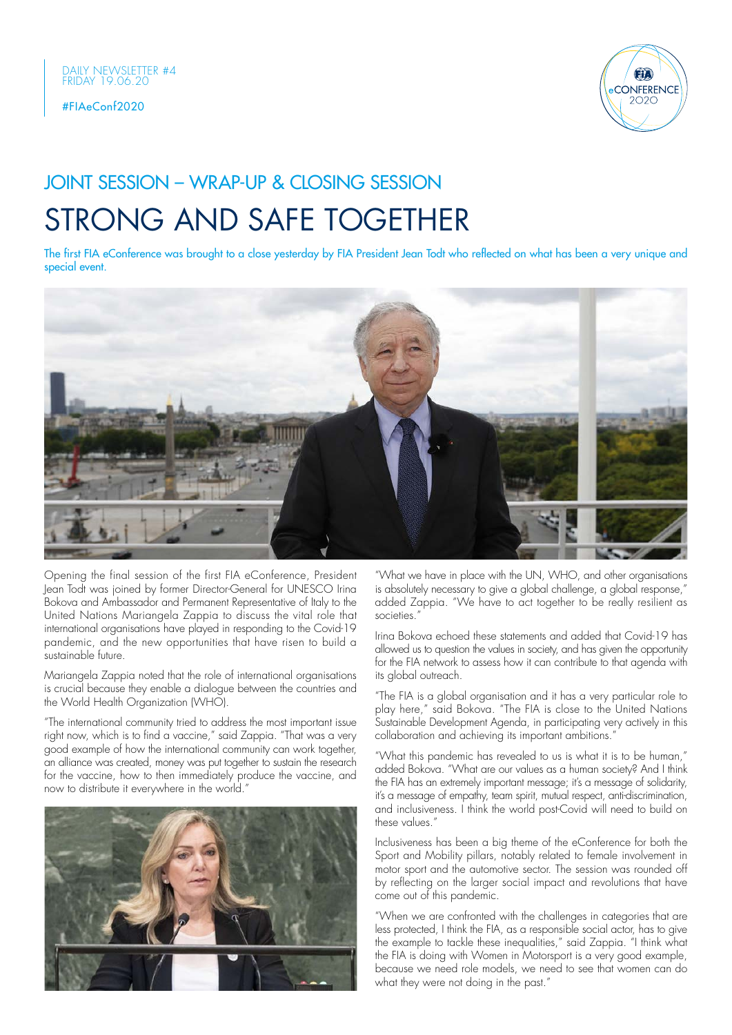DAILY NEWSLETTER #4
FRIDAY 19.06.20

#FIAeConf2020

## JOINT SESSION – WRAP-UP & CLOSING SESSION

# STRONG AND SAFE TOGETHER

The first FIA eConference was brought to a close yesterday by FIA President Jean Todt who reflected on what has been a very unique and special event.

Opening the final session of the first FIA eConference, President Jean Todt was joined by former Director-General for UNESCO Irina Bokova and Ambassador and Permanent Representative of Italy to the United Nations Mariangela Zappia to discuss the vital role that international organisations have played in responding to the Covid-19 pandemic, and the new opportunities that have risen to build a sustainable future.

Mariangela Zappia noted that the role of international organisations is crucial because they enable a dialogue between the countries and the World Health Organization (WHO).

"The international community tried to address the most important issue right now, which is to find a vaccine," said Zappia. "That was a very good example of how the international community can work together, an alliance was created, money was put together to sustain the research for the vaccine, how to then immediately produce the vaccine, and now to distribute it everywhere in the world."

"What we have in place with the UN, WHO, and other organisations is absolutely necessary to give a global challenge, a global response," added Zappia. "We have to act together to be really resilient as societies."

Irina Bokova echoed these statements and added that Covid-19 has allowed us to question the values in society, and has given the opportunity for the FIA network to assess how it can contribute to that agenda with its global outreach.

"The FIA is a global organisation and it has a very particular role to play here," said Bokova. "The FIA is close to the United Nations Sustainable Development Agenda, in participating very actively in this collaboration and achieving its important ambitions."

"What this pandemic has revealed to us is what it is to be human," added Bokova. "What are our values as a human society? And I think the FIA has an extremely important message; it's a message of solidarity, it's a message of empathy, team spirit, mutual respect, anti-discrimination, and inclusiveness. I think the world post-Covid will need to build on these values."

Inclusiveness has been a big theme of the eConference for both the Sport and Mobility pillars, notably related to female involvement in motor sport and the automotive sector. The session was rounded off by reflecting on the larger social impact and revolutions that have come out of this pandemic.

"When we are confronted with the challenges in categories that are less protected, I think the FIA, as a responsible social actor, has to give the example to tackle these inequalities," said Zappia. "I think what the FIA is doing with Women in Motorsport is a very good example, because we need role models, we need to see that women can do what they were not doing in the past."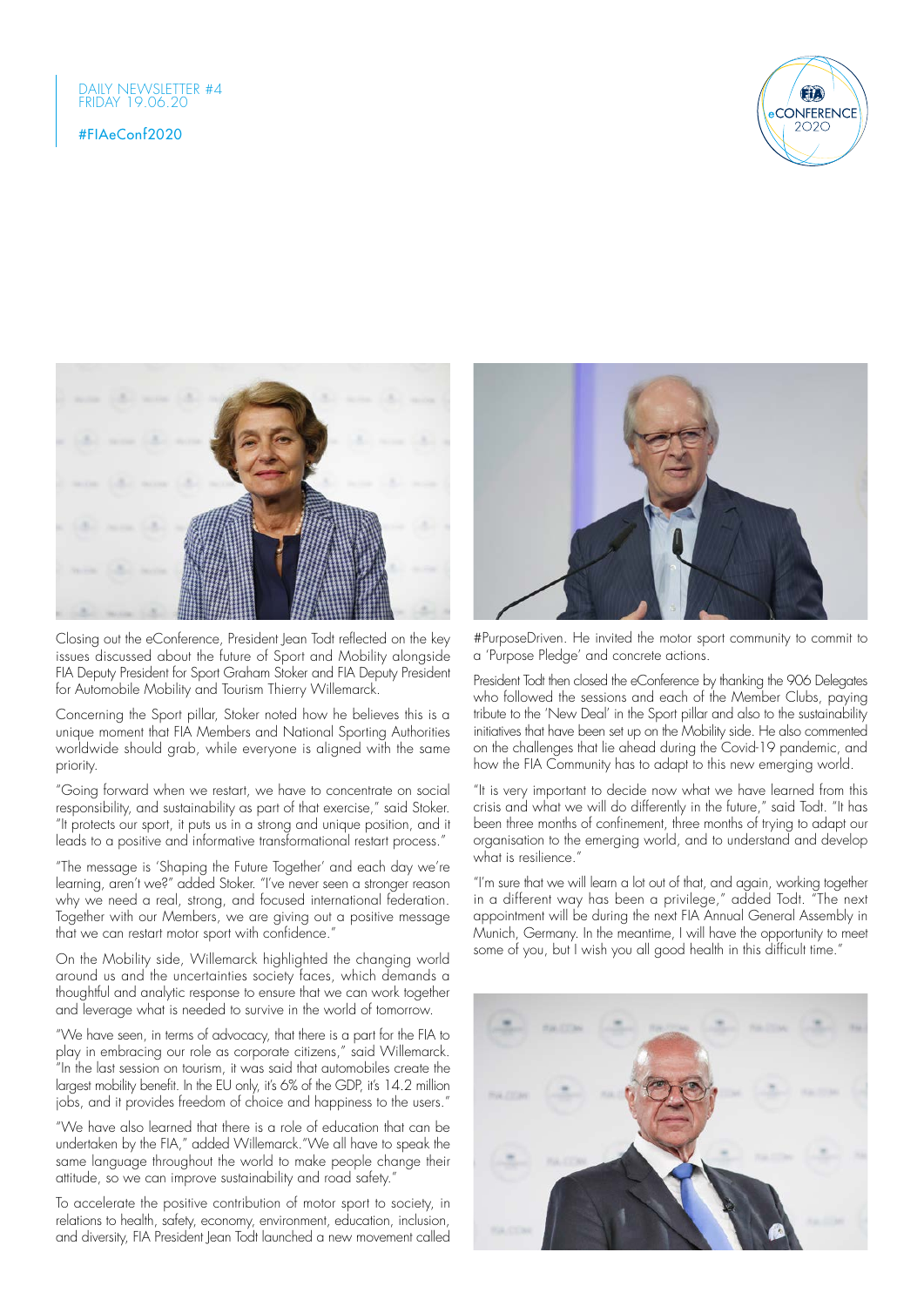Closing out the eConference, President Jean Todt reflected on the key issues discussed about the future of Sport and Mobility alongside FIA Deputy President for Sport Graham Stoker and FIA Deputy President for Automobile Mobility and Tourism Thierry Willemarck.

Concerning the Sport pillar, Stoker noted how he believes this is a unique moment that FIA Members and National Sporting Authorities worldwide should grab, while everyone is aligned with the same priority.

"Going forward when we restart, we have to concentrate on social responsibility, and sustainability as part of that exercise," said Stoker. "It protects our sport, it puts us in a strong and unique position, and it leads to a positive and informative transformational restart process."

"The message is 'Shaping the Future Together' and each day we're learning, aren't we?" added Stoker. "I've never seen a stronger reason why we need a real, strong, and focused international federation. Together with our Members, we are giving out a positive message that we can restart motor sport with confidence."

On the Mobility side, Willemarck highlighted the changing world around us and the uncertainties society faces, which demands a thoughtful and analytic response to ensure that we can work together and leverage what is needed to survive in the world of tomorrow.

"We have seen, in terms of advocacy, that there is a part for the FIA to play in embracing our role as corporate citizens," said Willemarck. "In the last session on tourism, it was said that automobiles create the largest mobility benefit. In the EU only, it's 6% of the GDP, it's 14.2 million jobs, and it provides freedom of choice and happiness to the users."

"We have also learned that there is a role of education that can be undertaken by the FIA," added Willemarck."We all have to speak the same language throughout the world to make people change their attitude, so we can improve sustainability and road safety."

To accelerate the positive contribution of motor sport to society, in relations to health, safety, economy, environment, education, inclusion, and diversity, FIA President Jean Todt launched a new movement called #PurposeDriven. He invited the motor sport community to commit to a 'Purpose Pledge' and concrete actions.

President Todt then closed the eConference by thanking the 906 Delegates who followed the sessions and each of the Member Clubs, paying tribute to the 'New Deal' in the Sport pillar and also to the sustainability initiatives that have been set up on the Mobility side. He also commented on the challenges that lie ahead during the Covid-19 pandemic, and how the FIA Community has to adapt to this new emerging world.

"It is very important to decide now what we have learned from this crisis and what we will do differently in the future," said Todt. "It has been three months of confinement, three months of trying to adapt our organisation to the emerging world, and to understand and develop what is resilience."

"I'm sure that we will learn a lot out of that, and again, working together in a different way has been a privilege," added Todt. "The next appointment will be during the next FIA Annual General Assembly in Munich, Germany. In the meantime, I will have the opportunity to meet some of you, but I wish you all good health in this difficult time."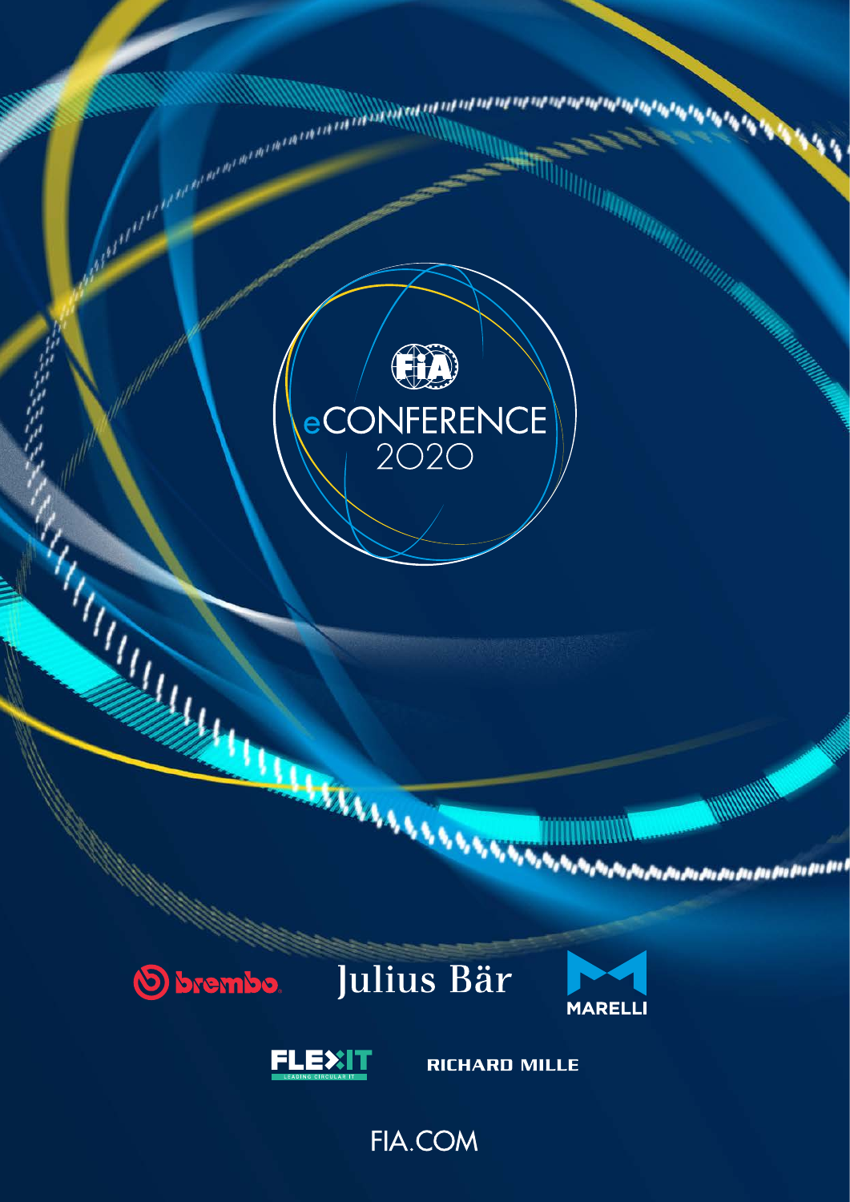FIA

eCONFERENCE
2020

brembo

Julius Bär

MARELLI

FLEXIT
LEADING CIRCULAR IT

RICHARD MILLE

FIA.COM